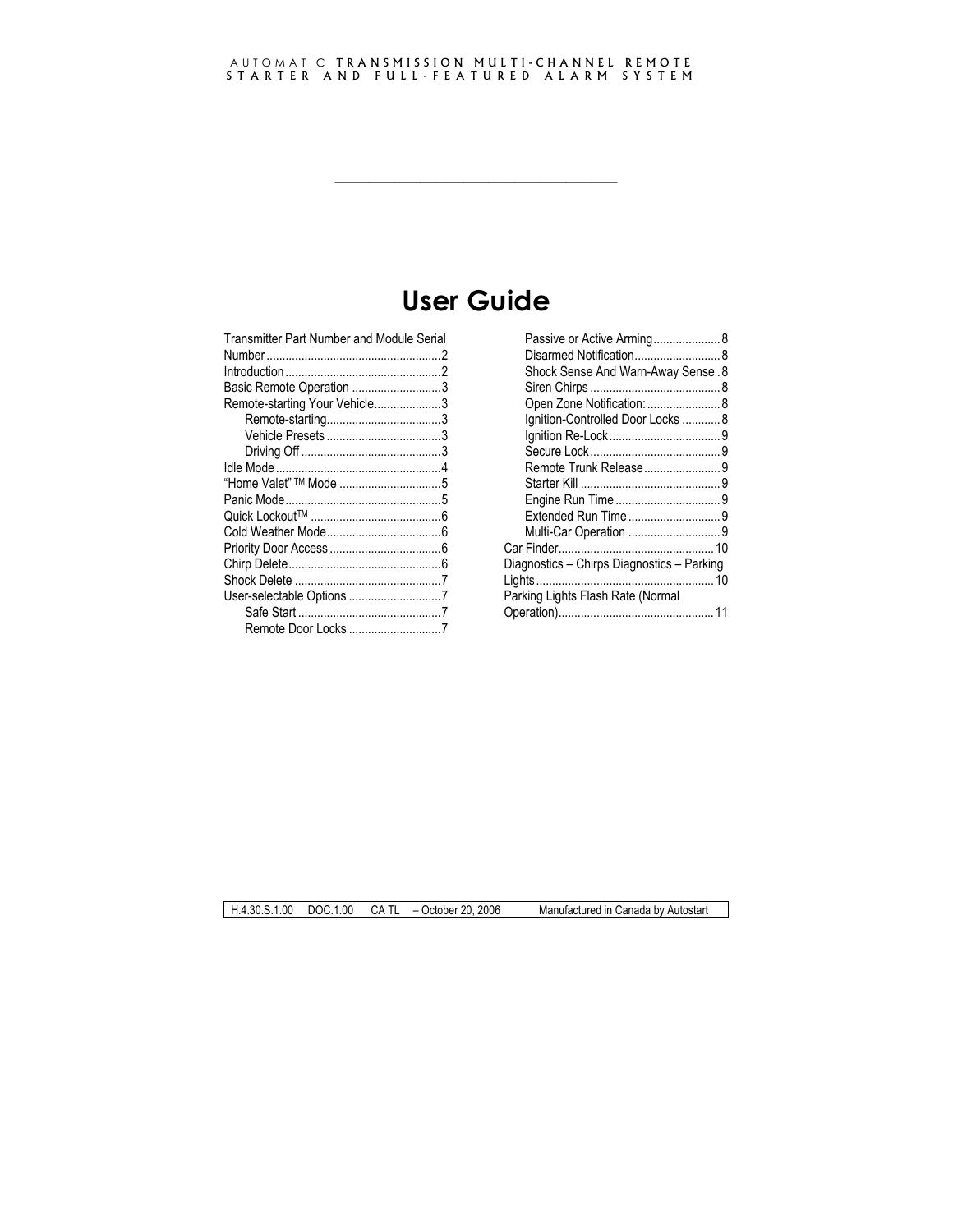AUTOMATIC **TRANSMISSION MULTI-CHANNEL REMOTE STARTER AND FULL-FEATURED ALARM SYSTEM**

---

# User Guide

Transmitter Part Number and Module Serial Number.......................................................2
Introduction.................................................2
Basic Remote Operation ............................3
Remote-starting Your Vehicle.....................3
- Remote-starting....................................3
- Vehicle Presets....................................3
- Driving Off............................................3

Idle Mode....................................................4
“Home Valet” TM Mode ................................5
Panic Mode.................................................5
Quick LockoutTM .........................................6
Cold Weather Mode....................................6
Priority Door Access...................................6
Chirp Delete................................................6
Shock Delete ..............................................7
User-selectable Options .............................7
- Safe Start .............................................7
- Remote Door Locks .............................7
- Passive or Active Arming.....................8
- Disarmed Notification...........................8
- Shock Sense And Warn-Away Sense .8
- Siren Chirps .........................................8
- Open Zone Notification:.......................8
- Ignition-Controlled Door Locks ............8
- Ignition Re-Lock...................................9
- Secure Lock.........................................9
- Remote Trunk Release........................9
- Starter Kill ............................................9
- Engine Run Time .................................9
- Extended Run Time .............................9
- Multi-Car Operation .............................9

Car Finder.................................................10
Diagnostics – Chirps Diagnostics – Parking Lights........................................................10
Parking Lights Flash Rate (Normal Operation).................................................11

H.4.30.S.1.00 DOC.1.00 CA TL – October 20, 2006 Manufactured in Canada by Autostart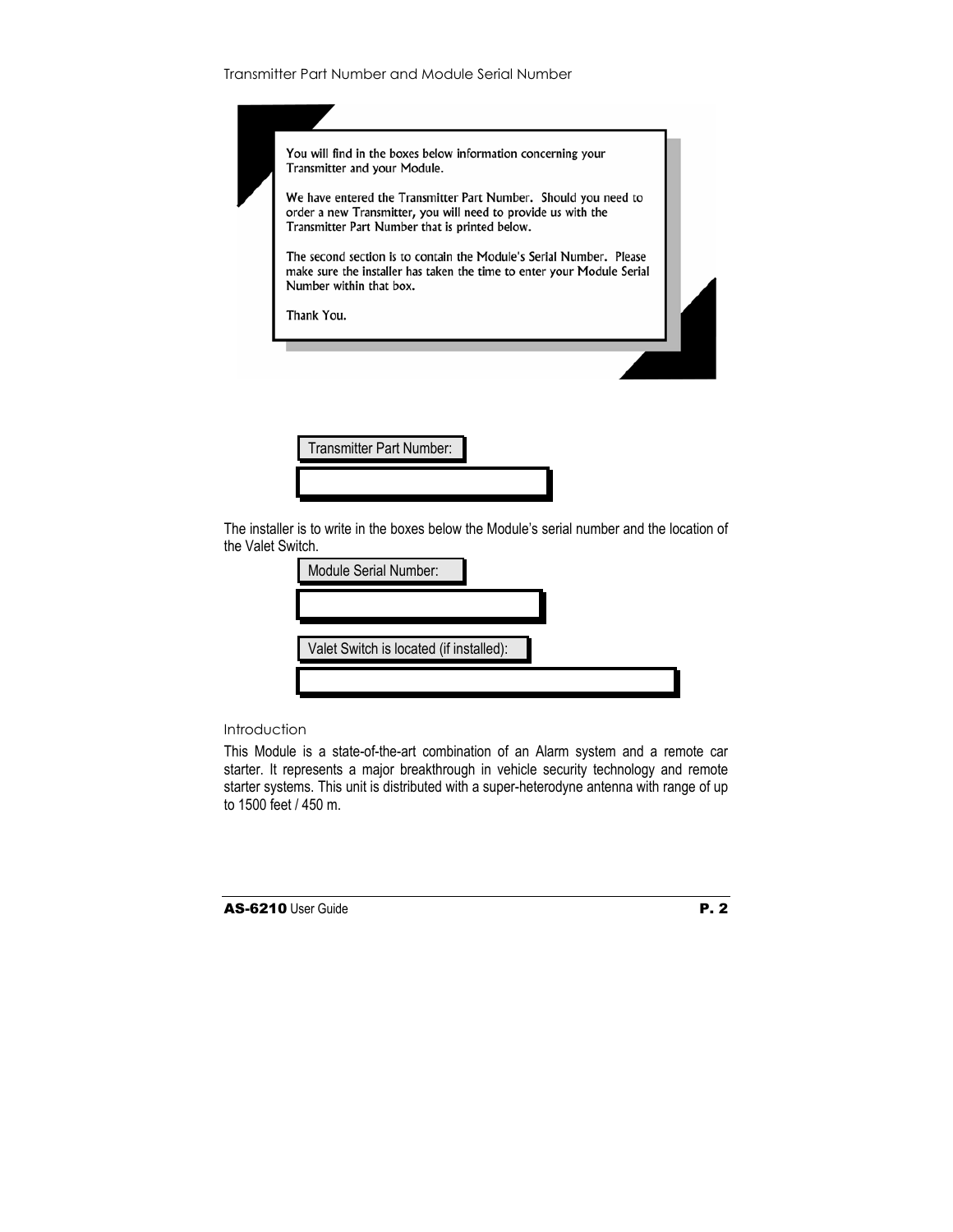## Transmitter Part Number and Module Serial Number

You will find in the boxes below information concerning your Transmitter and your Module.

We have entered the Transmitter Part Number. Should you need to order a new Transmitter, you will need to provide us with the Transmitter Part Number that is printed below.

The second section is to contain the Module's Serial Number. Please make sure the installer has taken the time to enter your Module Serial Number within that box.

Thank You.

Transmitter Part Number:

The installer is to write in the boxes below the Module's serial number and the location of the Valet Switch.

Module Serial Number:

Valet Switch is located (if installed):

## Introduction

This Module is a state-of-the-art combination of an Alarm system and a remote car starter. It represents a major breakthrough in vehicle security technology and remote starter systems. This unit is distributed with a super-heterodyne antenna with range of up to 1500 feet / 450 m.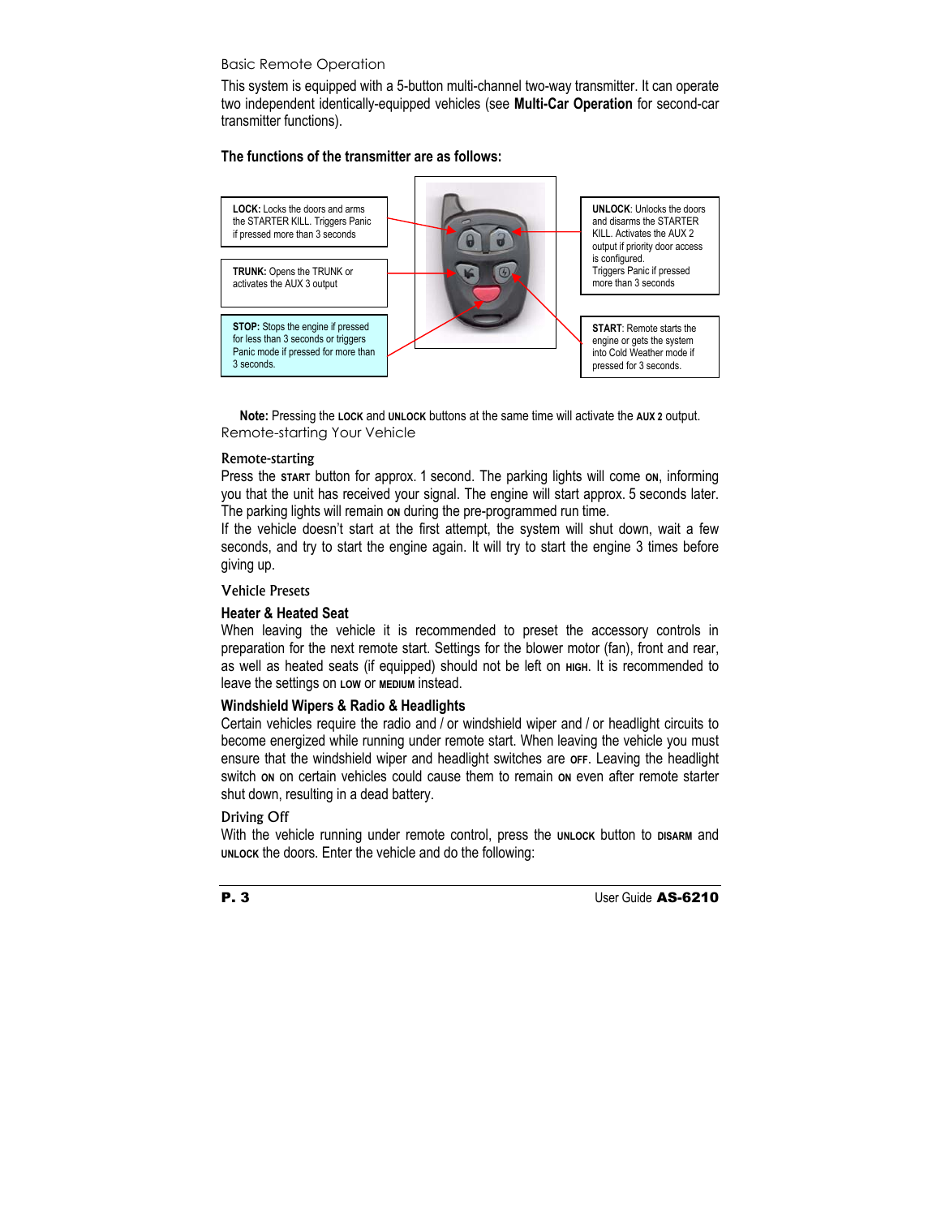## Basic Remote Operation

This system is equipped with a 5-button multi-channel two-way transmitter. It can operate two independent identically-equipped vehicles (see **Multi-Car Operation** for second-car transmitter functions).

**The functions of the transmitter are as follows:**

**LOCK:** Locks the doors and arms the STARTER KILL. Triggers Panic if pressed more than 3 seconds

**TRUNK:** Opens the TRUNK or activates the AUX 3 output

**STOP:** Stops the engine if pressed for less than 3 seconds or triggers Panic mode if pressed for more than 3 seconds.

**UNLOCK**: Unlocks the doors and disarms the STARTER KILL. Activates the AUX 2 output if priority door access is configured. Triggers Panic if pressed more than 3 seconds

**START**: Remote starts the engine or gets the system into Cold Weather mode if pressed for 3 seconds.

**Note:** Pressing the **LOCK** and **UNLOCK** buttons at the same time will activate the **AUX 2** output.

## Remote-starting Your Vehicle

### Remote-starting

Press the **START** button for approx. 1 second. The parking lights will come **ON**, informing you that the unit has received your signal. The engine will start approx. 5 seconds later. The parking lights will remain **ON** during the pre-programmed run time.

If the vehicle doesn't start at the first attempt, the system will shut down, wait a few seconds, and try to start the engine again. It will try to start the engine 3 times before giving up.

### Vehicle Presets

#### Heater & Heated Seat

When leaving the vehicle it is recommended to preset the accessory controls in preparation for the next remote start. Settings for the blower motor (fan), front and rear, as well as heated seats (if equipped) should not be left on **HIGH**. It is recommended to leave the settings on **LOW** or **MEDIUM** instead.

#### Windshield Wipers & Radio & Headlights

Certain vehicles require the radio and / or windshield wiper and / or headlight circuits to become energized while running under remote start. When leaving the vehicle you must ensure that the windshield wiper and headlight switches are **OFF**. Leaving the headlight switch **ON** on certain vehicles could cause them to remain **ON** even after remote starter shut down, resulting in a dead battery.

### Driving Off

With the vehicle running under remote control, press the **UNLOCK** button to **DISARM** and **UNLOCK** the doors. Enter the vehicle and do the following: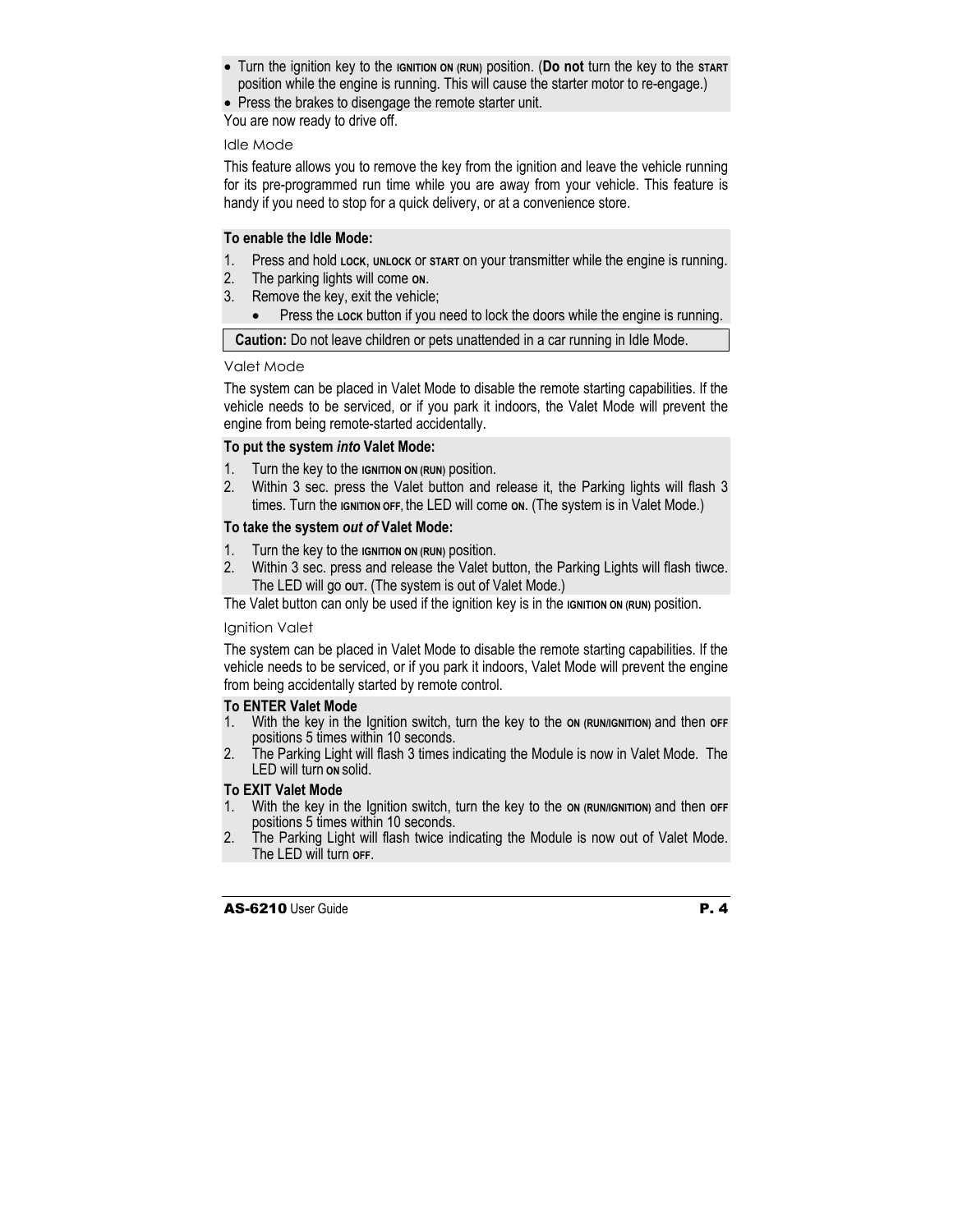- Turn the ignition key to the IGNITION ON (RUN) position. (**Do not** turn the key to the START position while the engine is running. This will cause the starter motor to re-engage.)
- Press the brakes to disengage the remote starter unit.

You are now ready to drive off.

### Idle Mode

This feature allows you to remove the key from the ignition and leave the vehicle running for its pre-programmed run time while you are away from your vehicle. This feature is handy if you need to stop for a quick delivery, or at a convenience store.

**To enable the Idle Mode:**

1. Press and hold LOCK, UNLOCK or START on your transmitter while the engine is running.
2. The parking lights will come ON.
3. Remove the key, exit the vehicle;
   - Press the LOCK button if you need to lock the doors while the engine is running.

**Caution:** Do not leave children or pets unattended in a car running in Idle Mode.

### Valet Mode

The system can be placed in Valet Mode to disable the remote starting capabilities. If the vehicle needs to be serviced, or if you park it indoors, the Valet Mode will prevent the engine from being remote-started accidentally.

**To put the system *into* Valet Mode:**

1. Turn the key to the IGNITION ON (RUN) position.
2. Within 3 sec. press the Valet button and release it, the Parking lights will flash 3 times. Turn the IGNITION OFF, the LED will come ON. (The system is in Valet Mode.)

**To take the system *out of* Valet Mode:**

1. Turn the key to the IGNITION ON (RUN) position.
2. Within 3 sec. press and release the Valet button, the Parking Lights will flash tiwce. The LED will go OUT. (The system is out of Valet Mode.)

The Valet button can only be used if the ignition key is in the IGNITION ON (RUN) position.

### Ignition Valet

The system can be placed in Valet Mode to disable the remote starting capabilities. If the vehicle needs to be serviced, or if you park it indoors, Valet Mode will prevent the engine from being accidentally started by remote control.

**To ENTER Valet Mode**

1. With the key in the Ignition switch, turn the key to the ON (RUN/IGNITION) and then OFF positions 5 times within 10 seconds.
2. The Parking Light will flash 3 times indicating the Module is now in Valet Mode. The LED will turn ON solid.

**To EXIT Valet Mode**

1. With the key in the Ignition switch, turn the key to the ON (RUN/IGNITION) and then OFF positions 5 times within 10 seconds.
2. The Parking Light will flash twice indicating the Module is now out of Valet Mode. The LED will turn OFF.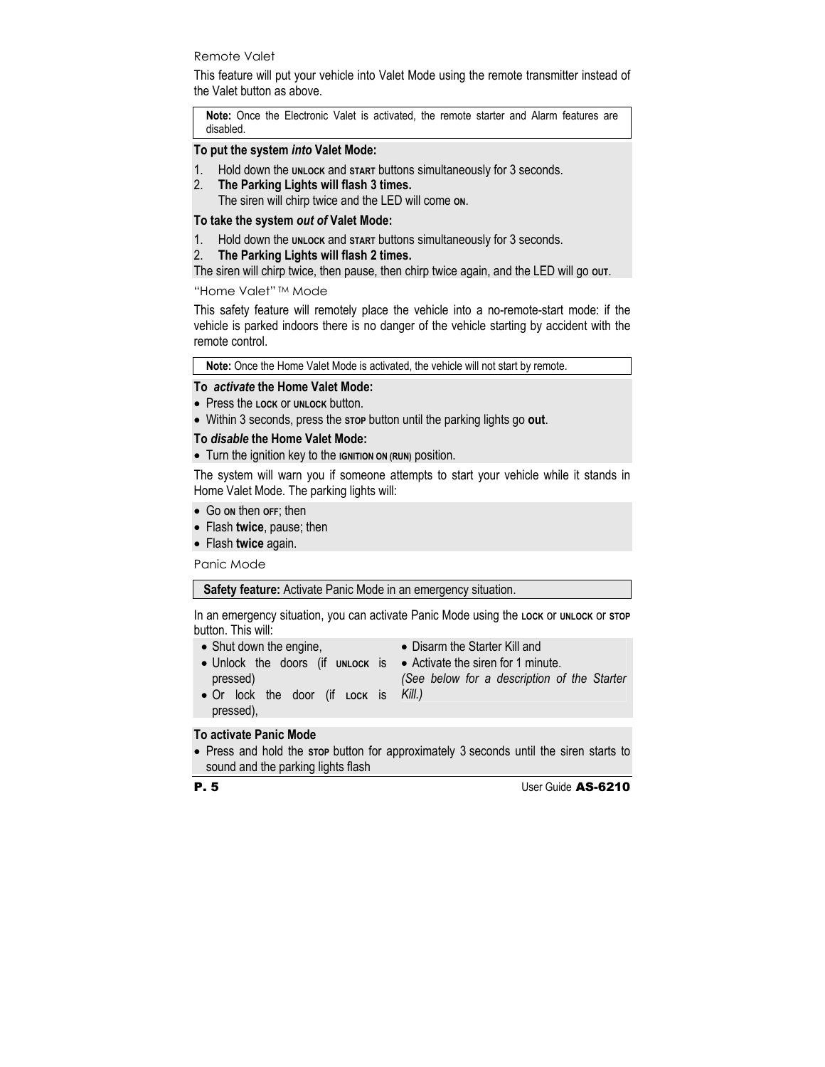### Remote Valet

This feature will put your vehicle into Valet Mode using the remote transmitter instead of the Valet button as above.

> **Note:** Once the Electronic Valet is activated, the remote starter and Alarm features are disabled.

**To put the system *into* Valet Mode:**

1. Hold down the UNLOCK and START buttons simultaneously for 3 seconds.
2. **The Parking Lights will flash 3 times.**
   The siren will chirp twice and the LED will come ON.

**To take the system *out of* Valet Mode:**

1. Hold down the UNLOCK and START buttons simultaneously for 3 seconds.
2. **The Parking Lights will flash 2 times.**

The siren will chirp twice, then pause, then chirp twice again, and the LED will go OUT.

### "Home Valet" ™ Mode

This safety feature will remotely place the vehicle into a no-remote-start mode: if the vehicle is parked indoors there is no danger of the vehicle starting by accident with the remote control.

> **Note:** Once the Home Valet Mode is activated, the vehicle will not start by remote.

**To *activate* the Home Valet Mode:**

- Press the LOCK or UNLOCK button.
- Within 3 seconds, press the STOP button until the parking lights go **out**.

**To *disable* the Home Valet Mode:**

- Turn the ignition key to the IGNITION ON (RUN) position.

The system will warn you if someone attempts to start your vehicle while it stands in Home Valet Mode. The parking lights will:

- Go ON then OFF; then
- Flash **twice**, pause; then
- Flash **twice** again.

### Panic Mode

> **Safety feature:** Activate Panic Mode in an emergency situation.

In an emergency situation, you can activate Panic Mode using the LOCK or UNLOCK or STOP button. This will:

- Shut down the engine,
- Unlock the doors (if UNLOCK is pressed)
- Or lock the door (if LOCK is pressed),
- Disarm the Starter Kill and
- Activate the siren for 1 minute.

*(See below for a description of the Starter Kill.)*

**To activate Panic Mode**

- Press and hold the STOP button for approximately 3 seconds until the siren starts to sound and the parking lights flash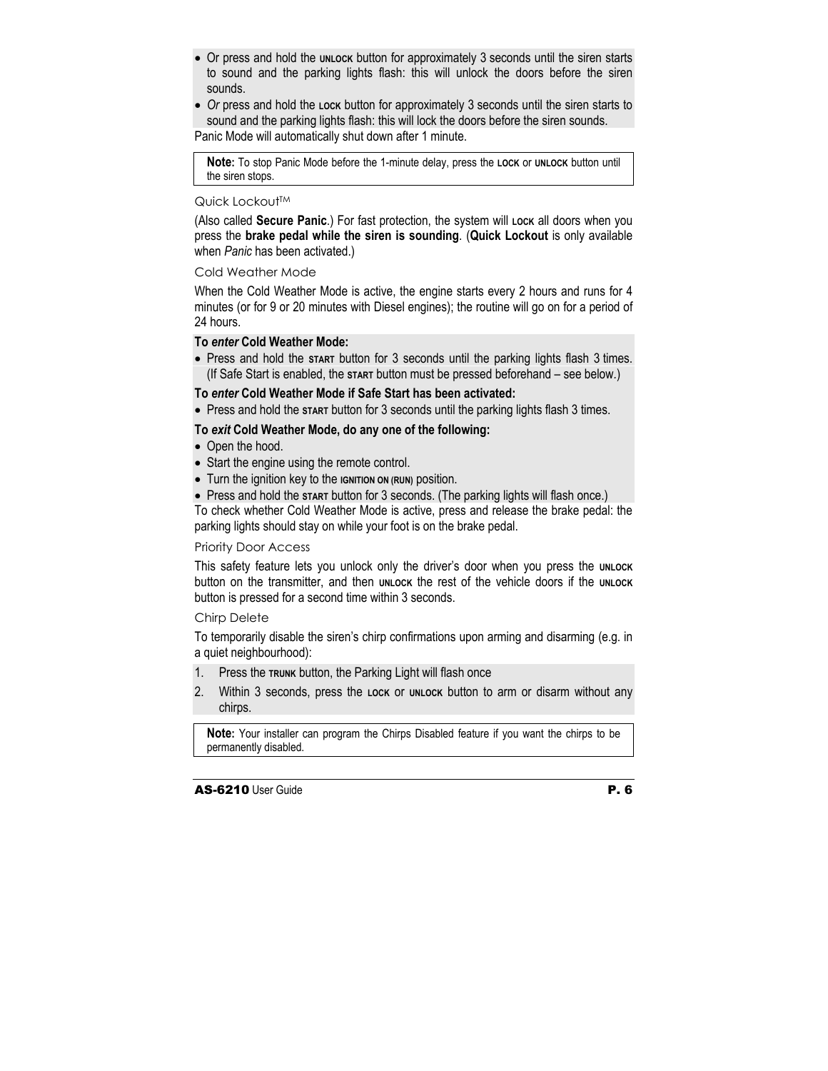- Or press and hold the **UNLOCK** button for approximately 3 seconds until the siren starts to sound and the parking lights flash: this will unlock the doors before the siren sounds.
- *Or* press and hold the **LOCK** button for approximately 3 seconds until the siren starts to sound and the parking lights flash: this will lock the doors before the siren sounds.

Panic Mode will automatically shut down after 1 minute.

> **Note:** To stop Panic Mode before the 1-minute delay, press the **LOCK** or **UNLOCK** button until the siren stops.

### Quick Lockout™

(Also called **Secure Panic**.) For fast protection, the system will **LOCK** all doors when you press the **brake pedal while the siren is sounding**. (**Quick Lockout** is only available when *Panic* has been activated.)

### Cold Weather Mode

When the Cold Weather Mode is active, the engine starts every 2 hours and runs for 4 minutes (or for 9 or 20 minutes with Diesel engines); the routine will go on for a period of 24 hours.

**To *enter* Cold Weather Mode:**

- Press and hold the **START** button for 3 seconds until the parking lights flash 3 times. (If Safe Start is enabled, the **START** button must be pressed beforehand – see below.)

**To *enter* Cold Weather Mode if Safe Start has been activated:**

- Press and hold the **START** button for 3 seconds until the parking lights flash 3 times.

**To *exit* Cold Weather Mode, do any one of the following:**

- Open the hood.
- Start the engine using the remote control.
- Turn the ignition key to the **IGNITION ON (RUN)** position.
- Press and hold the **START** button for 3 seconds. (The parking lights will flash once.)

To check whether Cold Weather Mode is active, press and release the brake pedal: the parking lights should stay on while your foot is on the brake pedal.

### Priority Door Access

This safety feature lets you unlock only the driver's door when you press the **UNLOCK** button on the transmitter, and then **UNLOCK** the rest of the vehicle doors if the **UNLOCK** button is pressed for a second time within 3 seconds.

### Chirp Delete

To temporarily disable the siren's chirp confirmations upon arming and disarming (e.g. in a quiet neighbourhood):

1. Press the **TRUNK** button, the Parking Light will flash once
2. Within 3 seconds, press the **LOCK** or **UNLOCK** button to arm or disarm without any chirps.

> **Note:** Your installer can program the Chirps Disabled feature if you want the chirps to be permanently disabled.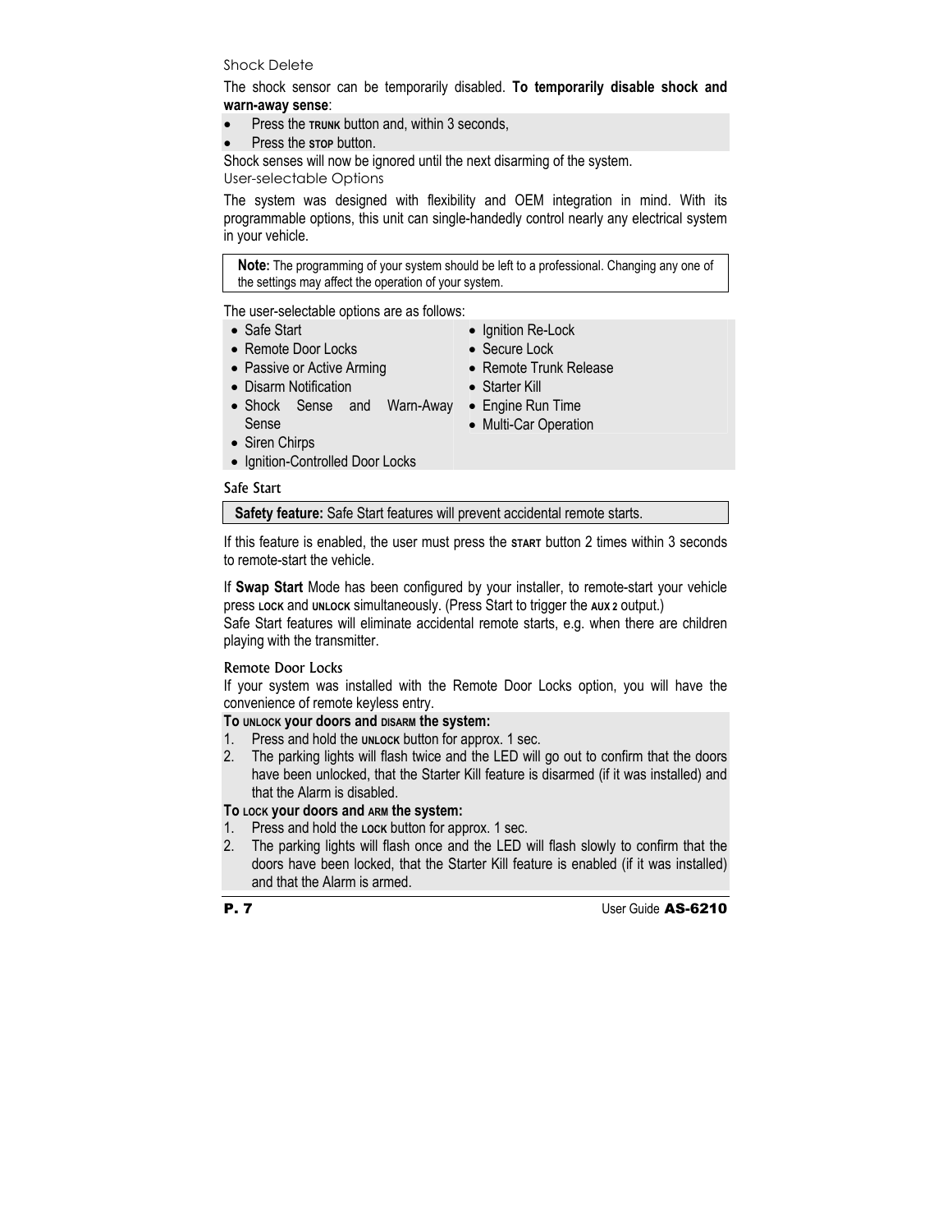### Shock Delete

The shock sensor can be temporarily disabled. **To temporarily disable shock and warn-away sense**:

- Press the TRUNK button and, within 3 seconds,
- Press the STOP button.

Shock senses will now be ignored until the next disarming of the system.

### User-selectable Options

The system was designed with flexibility and OEM integration in mind. With its programmable options, this unit can single-handedly control nearly any electrical system in your vehicle.

> **Note:** The programming of your system should be left to a professional. Changing any one of the settings may affect the operation of your system.

The user-selectable options are as follows:

- Safe Start
- Remote Door Locks
- Passive or Active Arming
- Disarm Notification
- Shock Sense and Warn-Away Sense
- Siren Chirps
- Ignition-Controlled Door Locks
- Ignition Re-Lock
- Secure Lock
- Remote Trunk Release
- Starter Kill
- Engine Run Time
- Multi-Car Operation

### Safe Start

> **Safety feature:** Safe Start features will prevent accidental remote starts.

If this feature is enabled, the user must press the START button 2 times within 3 seconds to remote-start the vehicle.

If **Swap Start** Mode has been configured by your installer, to remote-start your vehicle press LOCK and UNLOCK simultaneously. (Press Start to trigger the AUX 2 output.)
Safe Start features will eliminate accidental remote starts, e.g. when there are children playing with the transmitter.

### Remote Door Locks

If your system was installed with the Remote Door Locks option, you will have the convenience of remote keyless entry.

**To UNLOCK your doors and DISARM the system:**

1. Press and hold the UNLOCK button for approx. 1 sec.
2. The parking lights will flash twice and the LED will go out to confirm that the doors have been unlocked, that the Starter Kill feature is disarmed (if it was installed) and that the Alarm is disabled.

**To LOCK your doors and ARM the system:**

1. Press and hold the LOCK button for approx. 1 sec.
2. The parking lights will flash once and the LED will flash slowly to confirm that the doors have been locked, that the Starter Kill feature is enabled (if it was installed) and that the Alarm is armed.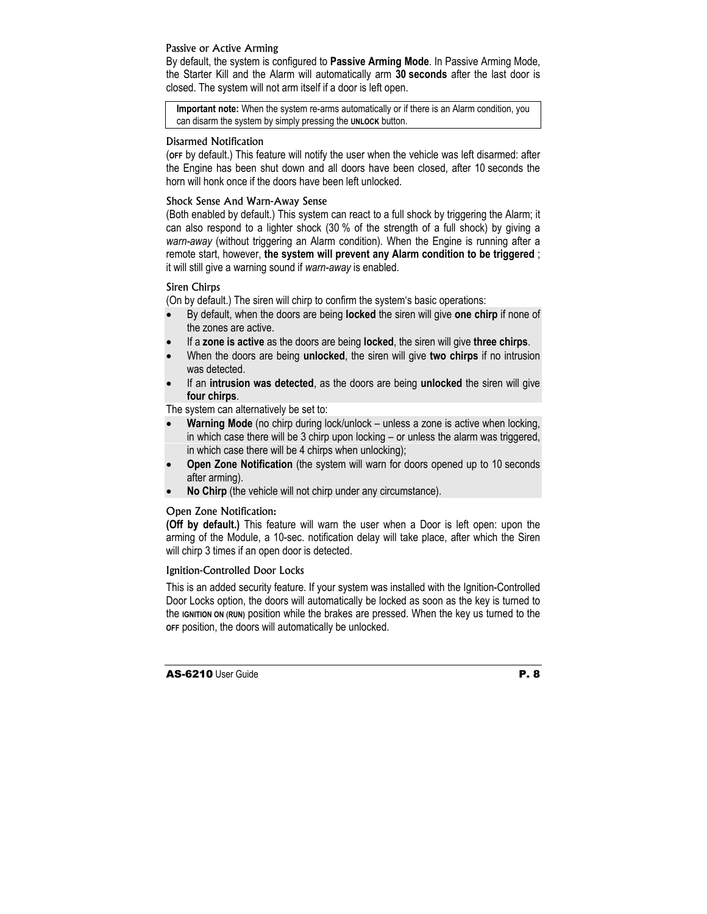### Passive or Active Arming

By default, the system is configured to **Passive Arming Mode**. In Passive Arming Mode, the Starter Kill and the Alarm will automatically arm **30 seconds** after the last door is closed. The system will not arm itself if a door is left open.

> **Important note:** When the system re-arms automatically or if there is an Alarm condition, you can disarm the system by simply pressing the **UNLOCK** button.

### Disarmed Notification

(**OFF** by default.) This feature will notify the user when the vehicle was left disarmed: after the Engine has been shut down and all doors have been closed, after 10 seconds the horn will honk once if the doors have been left unlocked.

### Shock Sense And Warn-Away Sense

(Both enabled by default.) This system can react to a full shock by triggering the Alarm; it can also respond to a lighter shock (30 % of the strength of a full shock) by giving a *warn-away* (without triggering an Alarm condition). When the Engine is running after a remote start, however, **the system will prevent any Alarm condition to be triggered** ; it will still give a warning sound if *warn-away* is enabled.

### Siren Chirps

(On by default.) The siren will chirp to confirm the system's basic operations:

- By default, when the doors are being **locked** the siren will give **one chirp** if none of the zones are active.
- If a **zone is active** as the doors are being **locked**, the siren will give **three chirps**.
- When the doors are being **unlocked**, the siren will give **two chirps** if no intrusion was detected.
- If an **intrusion was detected**, as the doors are being **unlocked** the siren will give **four chirps**.

The system can alternatively be set to:

- **Warning Mode** (no chirp during lock/unlock – unless a zone is active when locking, in which case there will be 3 chirp upon locking – or unless the alarm was triggered, in which case there will be 4 chirps when unlocking);
- **Open Zone Notification** (the system will warn for doors opened up to 10 seconds after arming).
- **No Chirp** (the vehicle will not chirp under any circumstance).

### Open Zone Notification:

**(Off by default.)** This feature will warn the user when a Door is left open: upon the arming of the Module, a 10-sec. notification delay will take place, after which the Siren will chirp 3 times if an open door is detected.

### Ignition-Controlled Door Locks

This is an added security feature. If your system was installed with the Ignition-Controlled Door Locks option, the doors will automatically be locked as soon as the key is turned to the **IGNITION ON (RUN)** position while the brakes are pressed. When the key us turned to the **OFF** position, the doors will automatically be unlocked.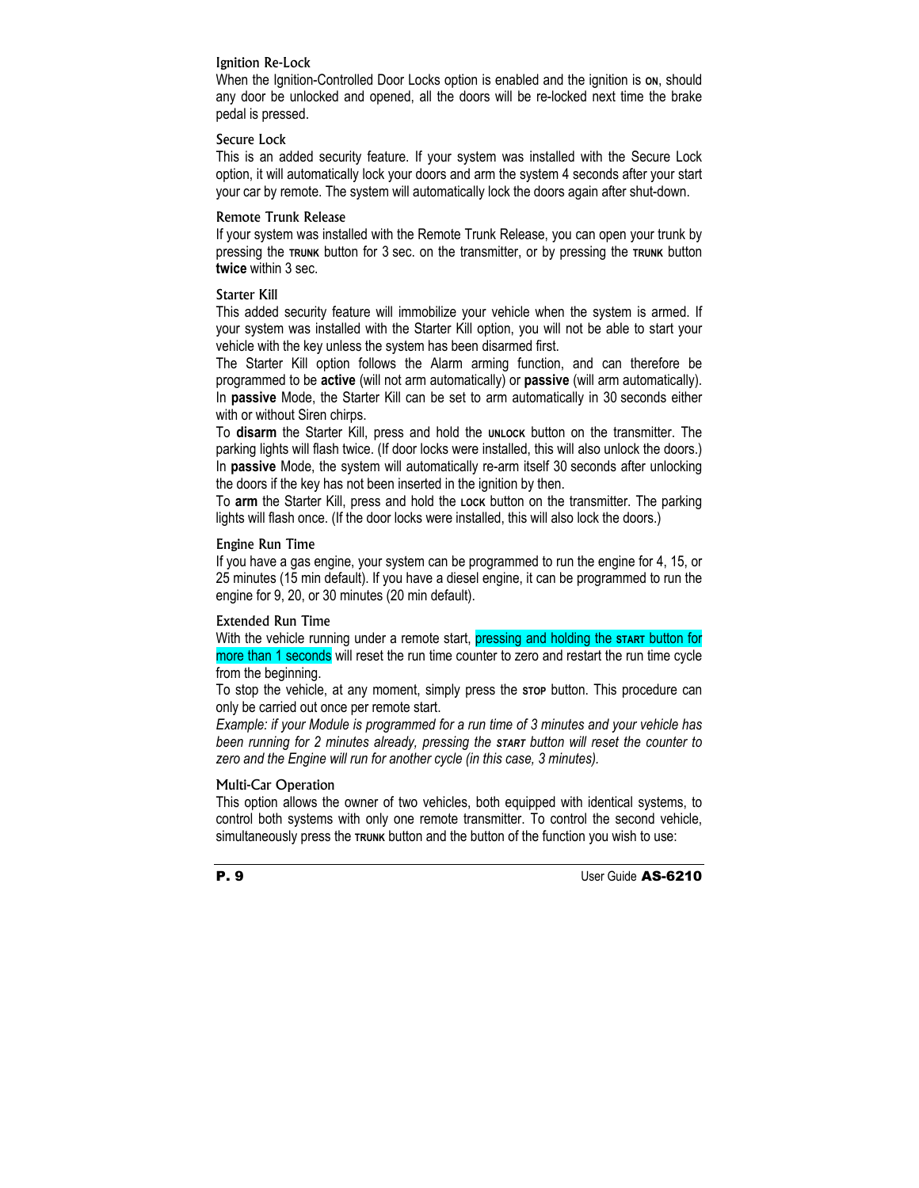### Ignition Re-Lock

When the Ignition-Controlled Door Locks option is enabled and the ignition is **ON**, should any door be unlocked and opened, all the doors will be re-locked next time the brake pedal is pressed.

### Secure Lock

This is an added security feature. If your system was installed with the Secure Lock option, it will automatically lock your doors and arm the system 4 seconds after your start your car by remote. The system will automatically lock the doors again after shut-down.

### Remote Trunk Release

If your system was installed with the Remote Trunk Release, you can open your trunk by pressing the **TRUNK** button for 3 sec. on the transmitter, or by pressing the **TRUNK** button **twice** within 3 sec.

### Starter Kill

This added security feature will immobilize your vehicle when the system is armed. If your system was installed with the Starter Kill option, you will not be able to start your vehicle with the key unless the system has been disarmed first.

The Starter Kill option follows the Alarm arming function, and can therefore be programmed to be **active** (will not arm automatically) or **passive** (will arm automatically). In **passive** Mode, the Starter Kill can be set to arm automatically in 30 seconds either with or without Siren chirps.

To **disarm** the Starter Kill, press and hold the **UNLOCK** button on the transmitter. The parking lights will flash twice. (If door locks were installed, this will also unlock the doors.) In **passive** Mode, the system will automatically re-arm itself 30 seconds after unlocking the doors if the key has not been inserted in the ignition by then.

To **arm** the Starter Kill, press and hold the **LOCK** button on the transmitter. The parking lights will flash once. (If the door locks were installed, this will also lock the doors.)

### Engine Run Time

If you have a gas engine, your system can be programmed to run the engine for 4, 15, or 25 minutes (15 min default). If you have a diesel engine, it can be programmed to run the engine for 9, 20, or 30 minutes (20 min default).

### Extended Run Time

With the vehicle running under a remote start, pressing and holding the **START** button for more than 1 seconds will reset the run time counter to zero and restart the run time cycle from the beginning.

To stop the vehicle, at any moment, simply press the **STOP** button. This procedure can only be carried out once per remote start.

*Example: if your Module is programmed for a run time of 3 minutes and your vehicle has been running for 2 minutes already, pressing the **START** button will reset the counter to zero and the Engine will run for another cycle (in this case, 3 minutes).*

### Multi-Car Operation

This option allows the owner of two vehicles, both equipped with identical systems, to control both systems with only one remote transmitter. To control the second vehicle, simultaneously press the **TRUNK** button and the button of the function you wish to use: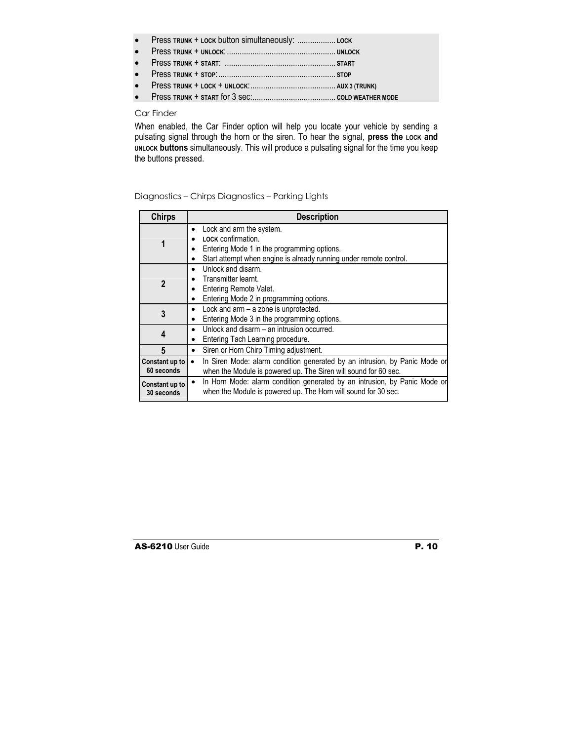- Press **TRUNK** + **LOCK** button simultaneously: .................. **LOCK**
- Press **TRUNK** + **UNLOCK**: ................................................... **UNLOCK**
- Press **TRUNK** + **START**: ................................................... **START**
- Press **TRUNK** + **STOP**: ...................................................... **STOP**
- Press **TRUNK** + **LOCK** + **UNLOCK**: ........................................ **AUX 3 (TRUNK)**
- Press **TRUNK** + **START** for 3 sec: ...................................... **COLD WEATHER MODE**

### Car Finder

When enabled, the Car Finder option will help you locate your vehicle by sending a pulsating signal through the horn or the siren. To hear the signal, **press the LOCK and UNLOCK buttons** simultaneously. This will produce a pulsating signal for the time you keep the buttons pressed.

### Diagnostics – Chirps Diagnostics – Parking Lights

| Chirps | Description |
|---|---|
| 1 | • Lock and arm the system.<br>• **LOCK** confirmation.<br>• Entering Mode 1 in the programming options.<br>• Start attempt when engine is already running under remote control. |
| 2 | • Unlock and disarm.<br>• Transmitter learnt.<br>• Entering Remote Valet.<br>• Entering Mode 2 in programming options. |
| 3 | • Lock and arm – a zone is unprotected.<br>• Entering Mode 3 in the programming options. |
| 4 | • Unlock and disarm – an intrusion occurred.<br>• Entering Tach Learning procedure. |
| 5 | • Siren or Horn Chirp Timing adjustment. |
| Constant up to 60 seconds | • In Siren Mode: alarm condition generated by an intrusion, by Panic Mode or when the Module is powered up. The Siren will sound for 60 sec. |
| Constant up to 30 seconds | • In Horn Mode: alarm condition generated by an intrusion, by Panic Mode or when the Module is powered up. The Horn will sound for 30 sec. |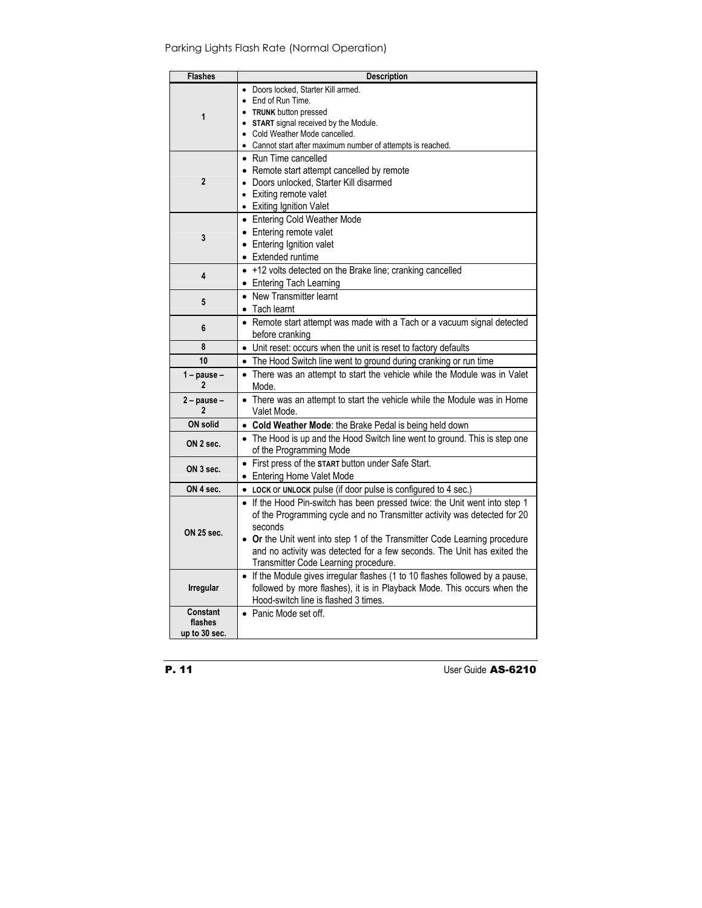Parking Lights Flash Rate (Normal Operation)

| Flashes | Description |
|---|---|
| 1 | • Doors locked, Starter Kill armed.<br>• End of Run Time.<br>• **TRUNK** button pressed<br>• **START** signal received by the Module.<br>• Cold Weather Mode cancelled.<br>• Cannot start after maximum number of attempts is reached. |
| 2 | • Run Time cancelled<br>• Remote start attempt cancelled by remote<br>• Doors unlocked, Starter Kill disarmed<br>• Exiting remote valet<br>• Exiting Ignition Valet |
| 3 | • Entering Cold Weather Mode<br>• Entering remote valet<br>• Entering Ignition valet<br>• Extended runtime |
| 4 | • +12 volts detected on the Brake line; cranking cancelled<br>• Entering Tach Learning |
| 5 | • New Transmitter learnt<br>• Tach learnt |
| 6 | • Remote start attempt was made with a Tach or a vacuum signal detected before cranking |
| 8 | • Unit reset: occurs when the unit is reset to factory defaults |
| 10 | • The Hood Switch line went to ground during cranking or run time |
| 1 – pause – 2 | • There was an attempt to start the vehicle while the Module was in Valet Mode. |
| 2 – pause – 2 | • There was an attempt to start the vehicle while the Module was in Home Valet Mode. |
| ON solid | • **Cold Weather Mode**: the Brake Pedal is being held down |
| ON 2 sec. | • The Hood is up and the Hood Switch line went to ground. This is step one of the Programming Mode |
| ON 3 sec. | • First press of the **START** button under Safe Start.<br>• Entering Home Valet Mode |
| ON 4 sec. | • **LOCK** or **UNLOCK** pulse (if door pulse is configured to 4 sec.) |
| ON 25 sec. | • If the Hood Pin-switch has been pressed twice: the Unit went into step 1 of the Programming cycle and no Transmitter activity was detected for 20 seconds<br>• **Or** the Unit went into step 1 of the Transmitter Code Learning procedure and no activity was detected for a few seconds. The Unit has exited the Transmitter Code Learning procedure. |
| Irregular | • If the Module gives irregular flashes (1 to 10 flashes followed by a pause, followed by more flashes), it is in Playback Mode. This occurs when the Hood-switch line is flashed 3 times. |
| Constant flashes up to 30 sec. | • Panic Mode set off. |